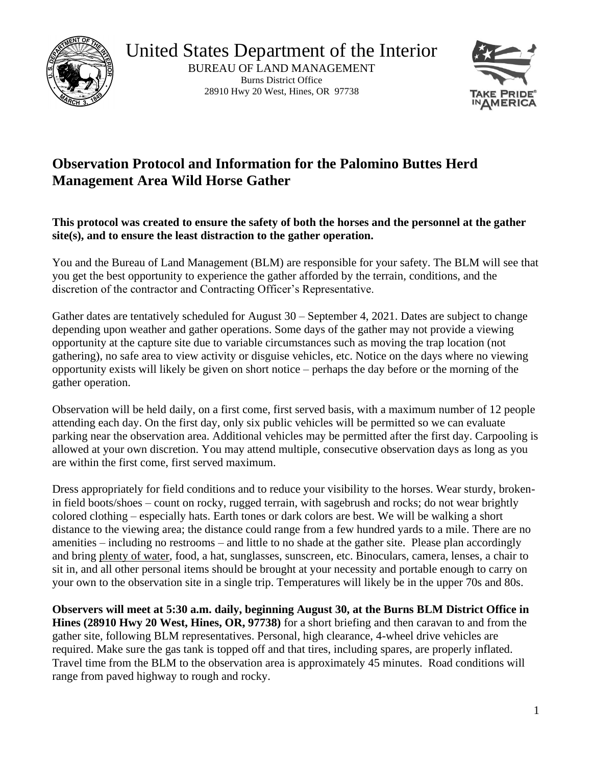United States Department of the Interior

BUREAU OF LAND MANAGEMENT
Burns District Office
28910 Hwy 20 West, Hines, OR 97738

# Observation Protocol and Information for the Palomino Buttes Herd Management Area Wild Horse Gather

**This protocol was created to ensure the safety of both the horses and the personnel at the gather site(s), and to ensure the least distraction to the gather operation.**

You and the Bureau of Land Management (BLM) are responsible for your safety. The BLM will see that you get the best opportunity to experience the gather afforded by the terrain, conditions, and the discretion of the contractor and Contracting Officer's Representative.

Gather dates are tentatively scheduled for August 30 – September 4, 2021. Dates are subject to change depending upon weather and gather operations. Some days of the gather may not provide a viewing opportunity at the capture site due to variable circumstances such as moving the trap location (not gathering), no safe area to view activity or disguise vehicles, etc. Notice on the days where no viewing opportunity exists will likely be given on short notice – perhaps the day before or the morning of the gather operation.

Observation will be held daily, on a first come, first served basis, with a maximum number of 12 people attending each day. On the first day, only six public vehicles will be permitted so we can evaluate parking near the observation area. Additional vehicles may be permitted after the first day. Carpooling is allowed at your own discretion. You may attend multiple, consecutive observation days as long as you are within the first come, first served maximum.

Dress appropriately for field conditions and to reduce your visibility to the horses. Wear sturdy, broken-in field boots/shoes – count on rocky, rugged terrain, with sagebrush and rocks; do not wear brightly colored clothing – especially hats. Earth tones or dark colors are best. We will be walking a short distance to the viewing area; the distance could range from a few hundred yards to a mile. There are no amenities – including no restrooms – and little to no shade at the gather site. Please plan accordingly and bring plenty of water, food, a hat, sunglasses, sunscreen, etc. Binoculars, camera, lenses, a chair to sit in, and all other personal items should be brought at your necessity and portable enough to carry on your own to the observation site in a single trip. Temperatures will likely be in the upper 70s and 80s.

**Observers will meet at 5:30 a.m. daily, beginning August 30, at the Burns BLM District Office in Hines (28910 Hwy 20 West, Hines, OR, 97738)** for a short briefing and then caravan to and from the gather site, following BLM representatives. Personal, high clearance, 4-wheel drive vehicles are required. Make sure the gas tank is topped off and that tires, including spares, are properly inflated. Travel time from the BLM to the observation area is approximately 45 minutes. Road conditions will range from paved highway to rough and rocky.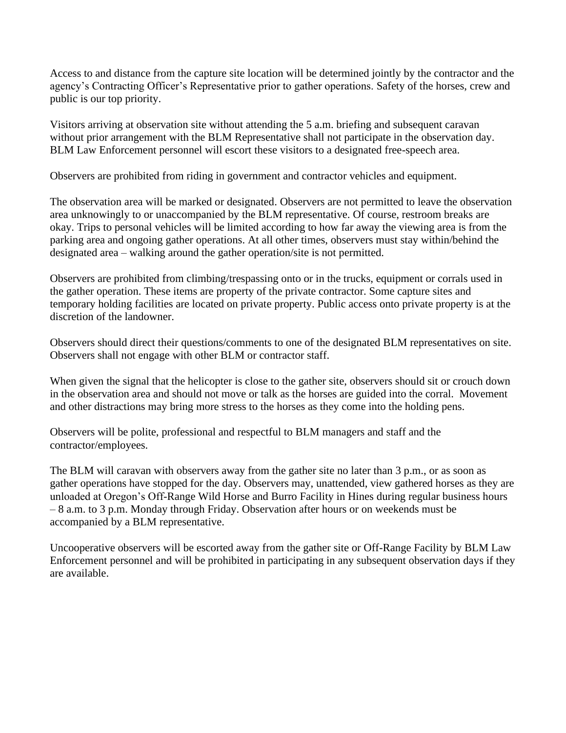Access to and distance from the capture site location will be determined jointly by the contractor and the agency's Contracting Officer's Representative prior to gather operations. Safety of the horses, crew and public is our top priority.

Visitors arriving at observation site without attending the 5 a.m. briefing and subsequent caravan without prior arrangement with the BLM Representative shall not participate in the observation day. BLM Law Enforcement personnel will escort these visitors to a designated free-speech area.

Observers are prohibited from riding in government and contractor vehicles and equipment.

The observation area will be marked or designated. Observers are not permitted to leave the observation area unknowingly to or unaccompanied by the BLM representative. Of course, restroom breaks are okay. Trips to personal vehicles will be limited according to how far away the viewing area is from the parking area and ongoing gather operations. At all other times, observers must stay within/behind the designated area – walking around the gather operation/site is not permitted.

Observers are prohibited from climbing/trespassing onto or in the trucks, equipment or corrals used in the gather operation. These items are property of the private contractor. Some capture sites and temporary holding facilities are located on private property. Public access onto private property is at the discretion of the landowner.

Observers should direct their questions/comments to one of the designated BLM representatives on site. Observers shall not engage with other BLM or contractor staff.

When given the signal that the helicopter is close to the gather site, observers should sit or crouch down in the observation area and should not move or talk as the horses are guided into the corral. Movement and other distractions may bring more stress to the horses as they come into the holding pens.

Observers will be polite, professional and respectful to BLM managers and staff and the contractor/employees.

The BLM will caravan with observers away from the gather site no later than 3 p.m., or as soon as gather operations have stopped for the day. Observers may, unattended, view gathered horses as they are unloaded at Oregon's Off-Range Wild Horse and Burro Facility in Hines during regular business hours – 8 a.m. to 3 p.m. Monday through Friday. Observation after hours or on weekends must be accompanied by a BLM representative.

Uncooperative observers will be escorted away from the gather site or Off-Range Facility by BLM Law Enforcement personnel and will be prohibited in participating in any subsequent observation days if they are available.